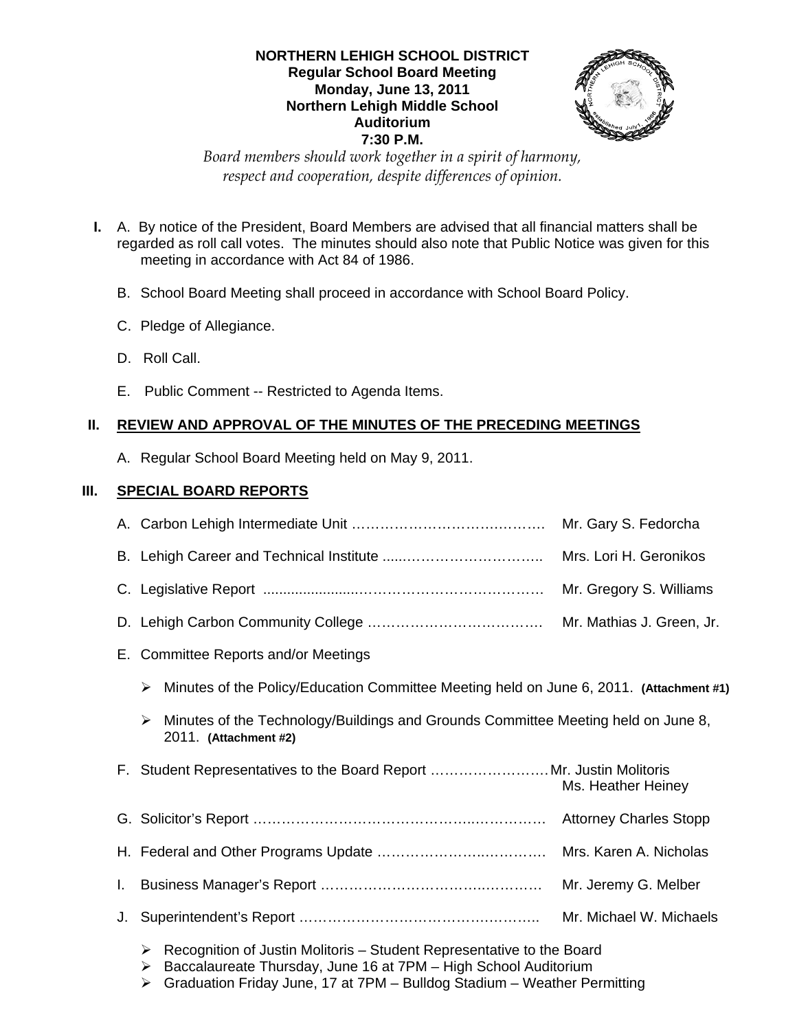**NORTHERN LEHIGH SCHOOL DISTRICT**
**Regular School Board Meeting**
**Monday, June 13, 2011**
**Northern Lehigh Middle School**
**Auditorium**
**7:30 P.M.**

*Board members should work together in a spirit of harmony, respect and cooperation, despite differences of opinion.*

**I.** A. By notice of the President, Board Members are advised that all financial matters shall be regarded as roll call votes. The minutes should also note that Public Notice was given for this meeting in accordance with Act 84 of 1986.

B. School Board Meeting shall proceed in accordance with School Board Policy.

C. Pledge of Allegiance.

D. Roll Call.

E. Public Comment -- Restricted to Agenda Items.

## II. REVIEW AND APPROVAL OF THE MINUTES OF THE PRECEDING MEETINGS

A. Regular School Board Meeting held on May 9, 2011.

## III. SPECIAL BOARD REPORTS

A. Carbon Lehigh Intermediate Unit …………………………………. Mr. Gary S. Fedorcha

B. Lehigh Career and Technical Institute ......………………………….. Mrs. Lori H. Geronikos

C. Legislative Report .......................…………………………………. Mr. Gregory S. Williams

D. Lehigh Carbon Community College ………………………………. Mr. Mathias J. Green, Jr.

E. Committee Reports and/or Meetings

- Minutes of the Policy/Education Committee Meeting held on June 6, 2011. **(Attachment #1)**
- Minutes of the Technology/Buildings and Grounds Committee Meeting held on June 8, 2011. **(Attachment #2)**

F. Student Representatives to the Board Report ……………………Mr. Justin Molitoris
Ms. Heather Heiney

G. Solicitor's Report …………………………………………..………… Attorney Charles Stopp

H. Federal and Other Programs Update ………………..…………. Mrs. Karen A. Nicholas

I. Business Manager's Report ………………………………..……… Mr. Jeremy G. Melber

J. Superintendent's Report …………………………………………….. Mr. Michael W. Michaels

- Recognition of Justin Molitoris – Student Representative to the Board
- Baccalaureate Thursday, June 16 at 7PM – High School Auditorium
- Graduation Friday June, 17 at 7PM – Bulldog Stadium – Weather Permitting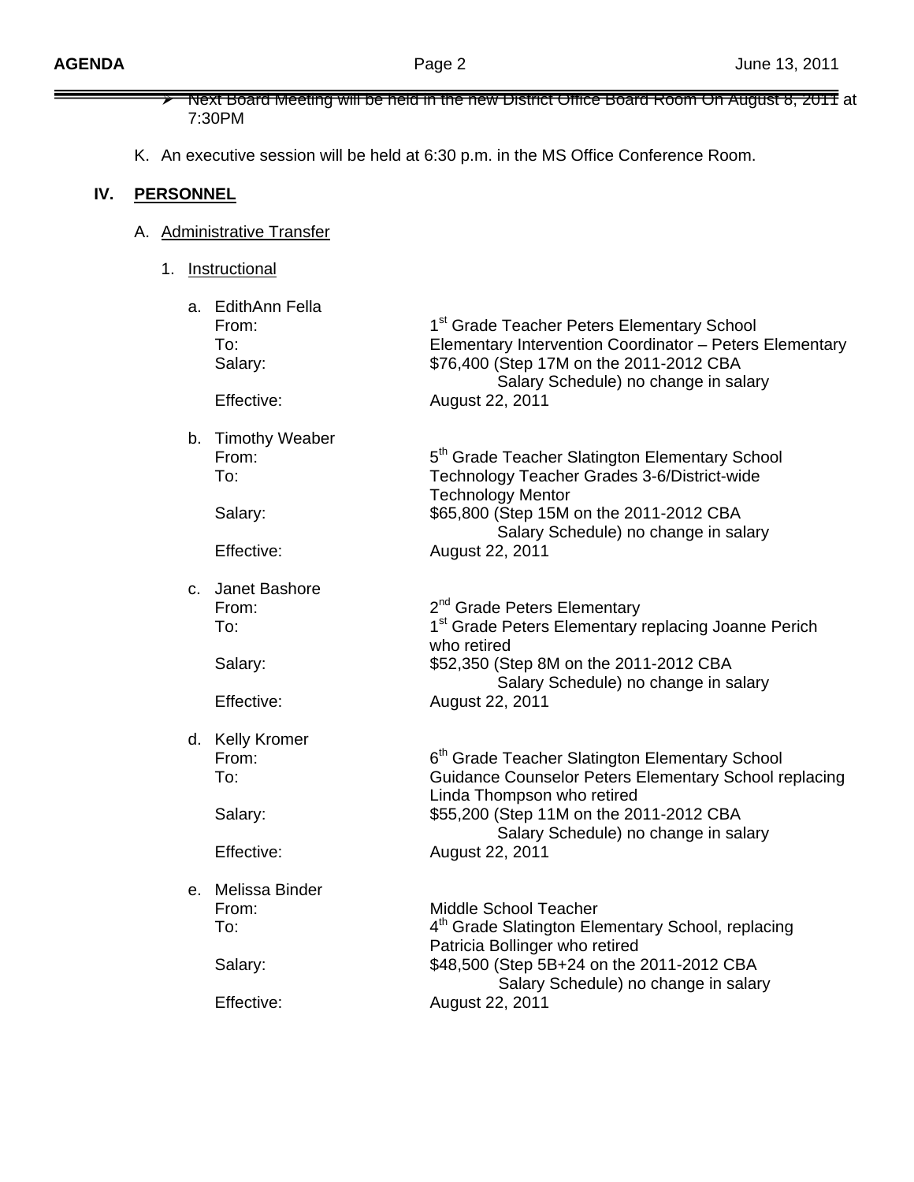- ~~Next Board Meeting will be held in the new District Office Board Room On August 8, 2011~~ at 7:30PM

K. An executive session will be held at 6:30 p.m. in the MS Office Conference Room.

## IV. PERSONNEL

A. Administrative Transfer

1. Instructional

a. EdithAnn Fella

| | |
|---|---|
| From: | 1st Grade Teacher Peters Elementary School |
| To: | Elementary Intervention Coordinator – Peters Elementary |
| Salary: | $76,400 (Step 17M on the 2011-2012 CBA Salary Schedule) no change in salary |
| Effective: | August 22, 2011 |

b. Timothy Weaber

| | |
|---|---|
| From: | 5th Grade Teacher Slatington Elementary School |
| To: | Technology Teacher Grades 3-6/District-wide Technology Mentor |
| Salary: | $65,800 (Step 15M on the 2011-2012 CBA Salary Schedule) no change in salary |
| Effective: | August 22, 2011 |

c. Janet Bashore

| | |
|---|---|
| From: | 2nd Grade Peters Elementary |
| To: | 1st Grade Peters Elementary replacing Joanne Perich who retired |
| Salary: | $52,350 (Step 8M on the 2011-2012 CBA Salary Schedule) no change in salary |
| Effective: | August 22, 2011 |

d. Kelly Kromer

| | |
|---|---|
| From: | 6th Grade Teacher Slatington Elementary School |
| To: | Guidance Counselor Peters Elementary School replacing Linda Thompson who retired |
| Salary: | $55,200 (Step 11M on the 2011-2012 CBA Salary Schedule) no change in salary |
| Effective: | August 22, 2011 |

e. Melissa Binder

| | |
|---|---|
| From: | Middle School Teacher |
| To: | 4th Grade Slatington Elementary School, replacing Patricia Bollinger who retired |
| Salary: | $48,500 (Step 5B+24 on the 2011-2012 CBA Salary Schedule) no change in salary |
| Effective: | August 22, 2011 |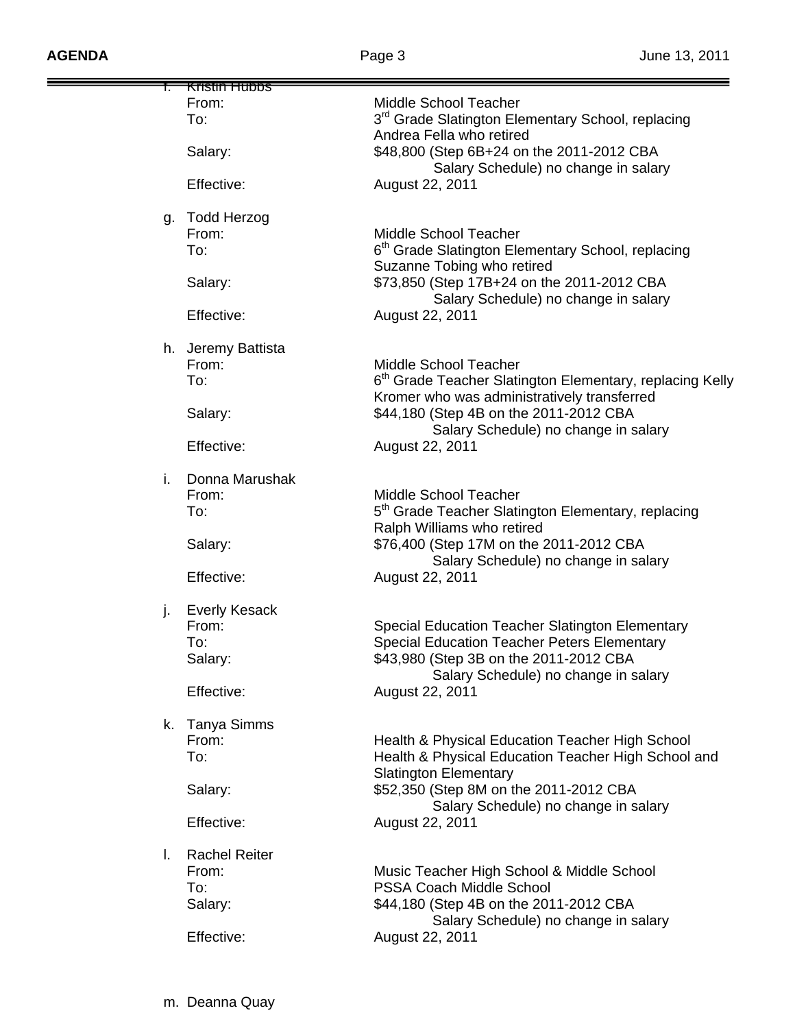f. Kristin Hubbs

From: Middle School Teacher

To: 3rd Grade Slatington Elementary School, replacing Andrea Fella who retired

Salary: $48,800 (Step 6B+24 on the 2011-2012 CBA Salary Schedule) no change in salary

Effective: August 22, 2011

g. Todd Herzog

From: Middle School Teacher

To: 6th Grade Slatington Elementary School, replacing Suzanne Tobing who retired

Salary: $73,850 (Step 17B+24 on the 2011-2012 CBA Salary Schedule) no change in salary

Effective: August 22, 2011

h. Jeremy Battista

From: Middle School Teacher

To: 6th Grade Teacher Slatington Elementary, replacing Kelly Kromer who was administratively transferred

Salary: $44,180 (Step 4B on the 2011-2012 CBA Salary Schedule) no change in salary

Effective: August 22, 2011

i. Donna Marushak

From: Middle School Teacher

To: 5th Grade Teacher Slatington Elementary, replacing Ralph Williams who retired

Salary: $76,400 (Step 17M on the 2011-2012 CBA Salary Schedule) no change in salary

Effective: August 22, 2011

j. Everly Kesack

From: Special Education Teacher Slatington Elementary

To: Special Education Teacher Peters Elementary

Salary: $43,980 (Step 3B on the 2011-2012 CBA Salary Schedule) no change in salary

Effective: August 22, 2011

k. Tanya Simms

From: Health & Physical Education Teacher High School

To: Health & Physical Education Teacher High School and Slatington Elementary

Salary: $52,350 (Step 8M on the 2011-2012 CBA Salary Schedule) no change in salary

Effective: August 22, 2011

l. Rachel Reiter

From: Music Teacher High School & Middle School

To: PSSA Coach Middle School

Salary: $44,180 (Step 4B on the 2011-2012 CBA Salary Schedule) no change in salary

Effective: August 22, 2011

m. Deanna Quay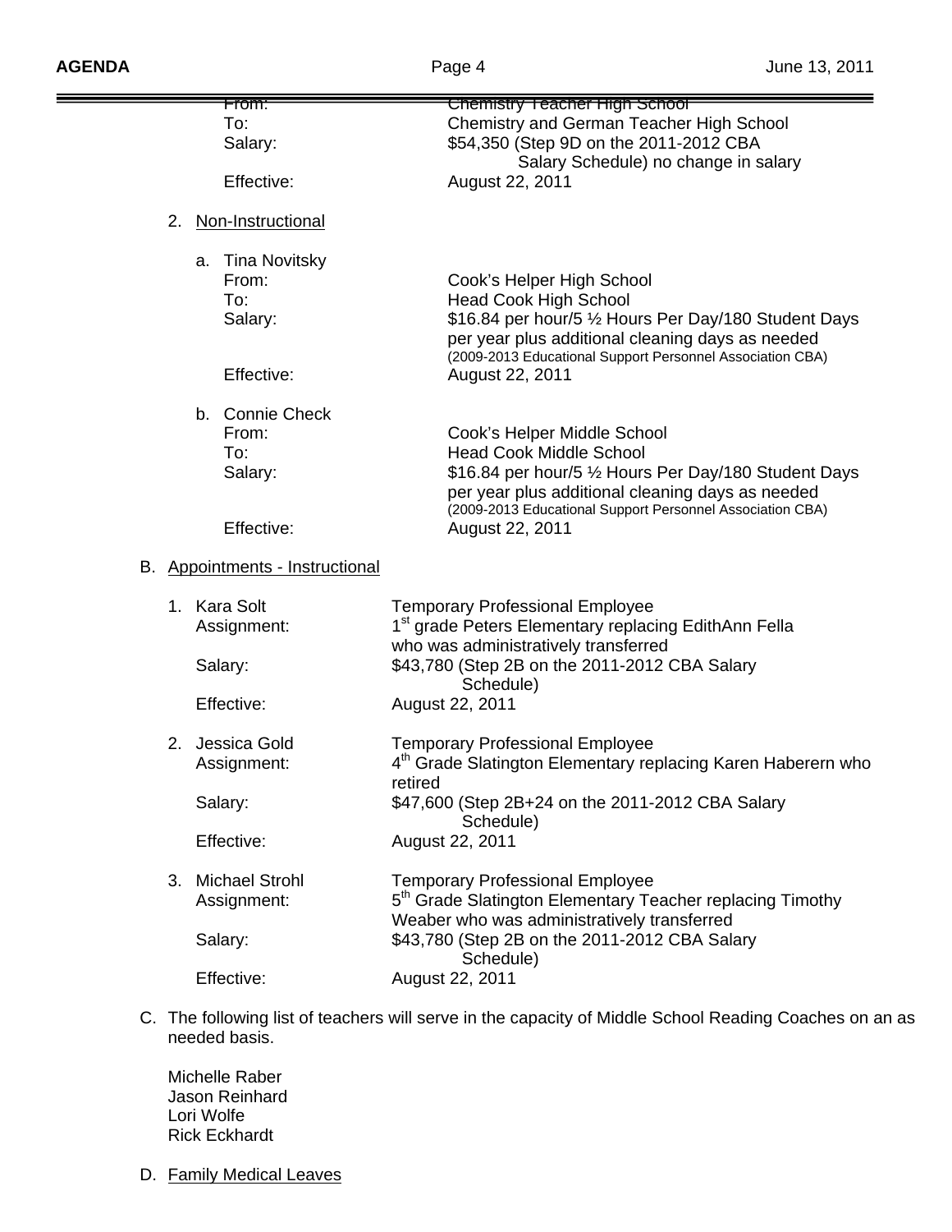From: Chemistry Teacher High School
To: Chemistry and German Teacher High School
Salary: $54,350 (Step 9D on the 2011-2012 CBA Salary Schedule) no change in salary
Effective: August 22, 2011

2. Non-Instructional

   a. Tina Novitsky
      From: Cook's Helper High School
      To: Head Cook High School
      Salary: $16.84 per hour/5 ½ Hours Per Day/180 Student Days per year plus additional cleaning days as needed (2009-2013 Educational Support Personnel Association CBA)
      Effective: August 22, 2011

   b. Connie Check
      From: Cook's Helper Middle School
      To: Head Cook Middle School
      Salary: $16.84 per hour/5 ½ Hours Per Day/180 Student Days per year plus additional cleaning days as needed (2009-2013 Educational Support Personnel Association CBA)
      Effective: August 22, 2011

B. Appointments - Instructional

1. Kara Solt — Temporary Professional Employee
   Assignment: 1st grade Peters Elementary replacing EdithAnn Fella who was administratively transferred
   Salary: $43,780 (Step 2B on the 2011-2012 CBA Salary Schedule)
   Effective: August 22, 2011

2. Jessica Gold — Temporary Professional Employee
   Assignment: 4th Grade Slatington Elementary replacing Karen Haberern who retired
   Salary: $47,600 (Step 2B+24 on the 2011-2012 CBA Salary Schedule)
   Effective: August 22, 2011

3. Michael Strohl — Temporary Professional Employee
   Assignment: 5th Grade Slatington Elementary Teacher replacing Timothy Weaber who was administratively transferred
   Salary: $43,780 (Step 2B on the 2011-2012 CBA Salary Schedule)
   Effective: August 22, 2011

C. The following list of teachers will serve in the capacity of Middle School Reading Coaches on an as needed basis.

   Michelle Raber
   Jason Reinhard
   Lori Wolfe
   Rick Eckhardt

D. Family Medical Leaves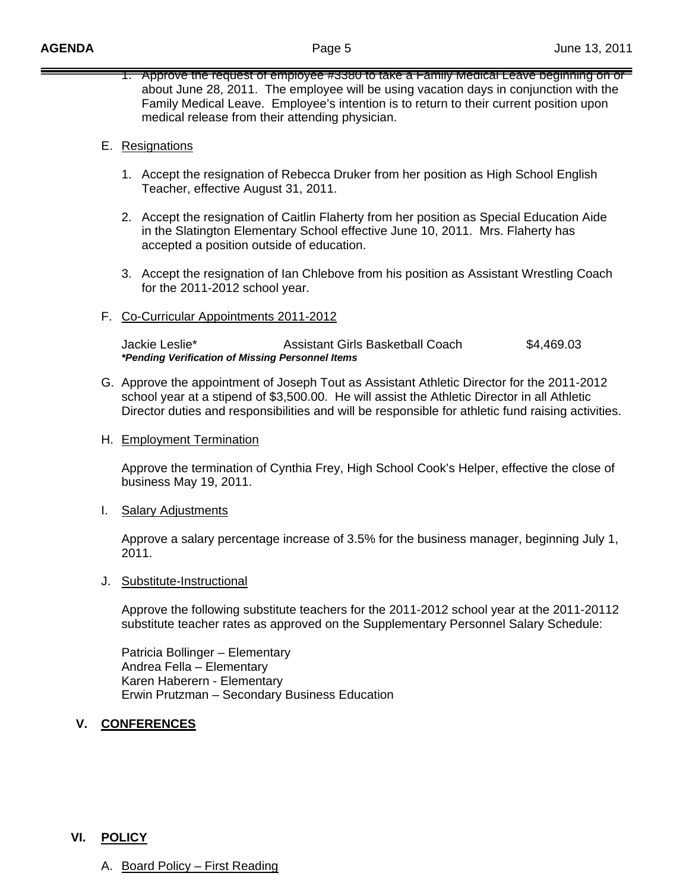1. Approve the request of employee #3380 to take a Family Medical Leave beginning on or about June 28, 2011. The employee will be using vacation days in conjunction with the Family Medical Leave. Employee's intention is to return to their current position upon medical release from their attending physician.

E. Resignations

1. Accept the resignation of Rebecca Druker from her position as High School English Teacher, effective August 31, 2011.

2. Accept the resignation of Caitlin Flaherty from her position as Special Education Aide in the Slatington Elementary School effective June 10, 2011. Mrs. Flaherty has accepted a position outside of education.

3. Accept the resignation of Ian Chlebove from his position as Assistant Wrestling Coach for the 2011-2012 school year.

F. Co-Curricular Appointments 2011-2012

| | | |
|---|---|---|
| Jackie Leslie* | Assistant Girls Basketball Coach | $4,469.03 |

***Pending Verification of Missing Personnel Items***

G. Approve the appointment of Joseph Tout as Assistant Athletic Director for the 2011-2012 school year at a stipend of $3,500.00. He will assist the Athletic Director in all Athletic Director duties and responsibilities and will be responsible for athletic fund raising activities.

H. Employment Termination

Approve the termination of Cynthia Frey, High School Cook's Helper, effective the close of business May 19, 2011.

I. Salary Adjustments

Approve a salary percentage increase of 3.5% for the business manager, beginning July 1, 2011.

J. Substitute-Instructional

Approve the following substitute teachers for the 2011-2012 school year at the 2011-20112 substitute teacher rates as approved on the Supplementary Personnel Salary Schedule:

Patricia Bollinger – Elementary
Andrea Fella – Elementary
Karen Haberern - Elementary
Erwin Prutzman – Secondary Business Education

## V. CONFERENCES

## VI. POLICY

A. Board Policy – First Reading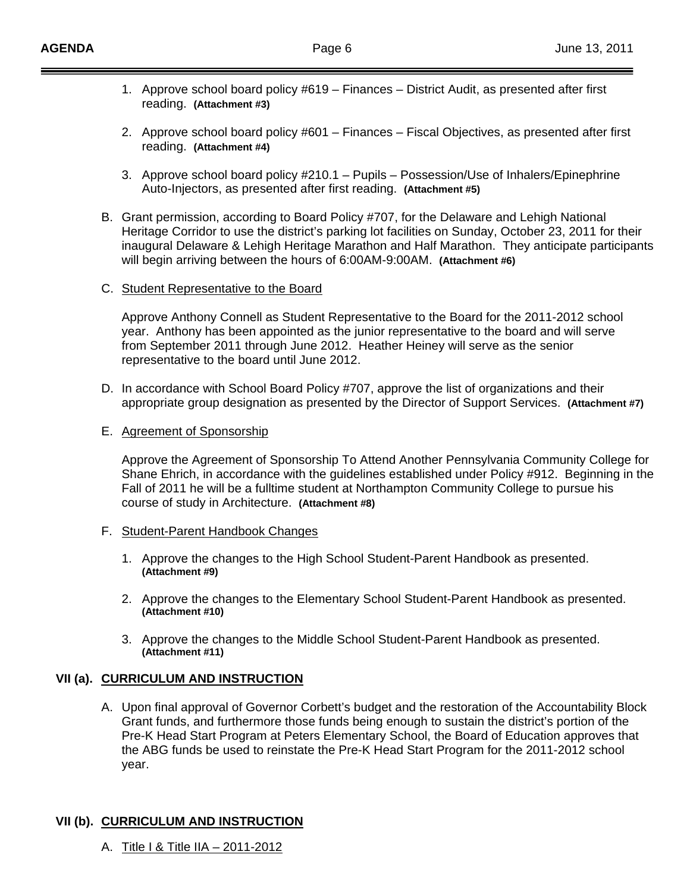1. Approve school board policy #619 – Finances – District Audit, as presented after first reading. **(Attachment #3)**

2. Approve school board policy #601 – Finances – Fiscal Objectives, as presented after first reading. **(Attachment #4)**

3. Approve school board policy #210.1 – Pupils – Possession/Use of Inhalers/Epinephrine Auto-Injectors, as presented after first reading. **(Attachment #5)**

B. Grant permission, according to Board Policy #707, for the Delaware and Lehigh National Heritage Corridor to use the district's parking lot facilities on Sunday, October 23, 2011 for their inaugural Delaware & Lehigh Heritage Marathon and Half Marathon. They anticipate participants will begin arriving between the hours of 6:00AM-9:00AM. **(Attachment #6)**

C. <u>Student Representative to the Board</u>

Approve Anthony Connell as Student Representative to the Board for the 2011-2012 school year. Anthony has been appointed as the junior representative to the board and will serve from September 2011 through June 2012. Heather Heiney will serve as the senior representative to the board until June 2012.

D. In accordance with School Board Policy #707, approve the list of organizations and their appropriate group designation as presented by the Director of Support Services. **(Attachment #7)**

E. <u>Agreement of Sponsorship</u>

Approve the Agreement of Sponsorship To Attend Another Pennsylvania Community College for Shane Ehrich, in accordance with the guidelines established under Policy #912. Beginning in the Fall of 2011 he will be a fulltime student at Northampton Community College to pursue his course of study in Architecture. **(Attachment #8)**

F. <u>Student-Parent Handbook Changes</u>

1. Approve the changes to the High School Student-Parent Handbook as presented. **(Attachment #9)**

2. Approve the changes to the Elementary School Student-Parent Handbook as presented. **(Attachment #10)**

3. Approve the changes to the Middle School Student-Parent Handbook as presented. **(Attachment #11)**

## VII (a). CURRICULUM AND INSTRUCTION

A. Upon final approval of Governor Corbett's budget and the restoration of the Accountability Block Grant funds, and furthermore those funds being enough to sustain the district's portion of the Pre-K Head Start Program at Peters Elementary School, the Board of Education approves that the ABG funds be used to reinstate the Pre-K Head Start Program for the 2011-2012 school year.

## VII (b). CURRICULUM AND INSTRUCTION

A. <u>Title I & Title IIA – 2011-2012</u>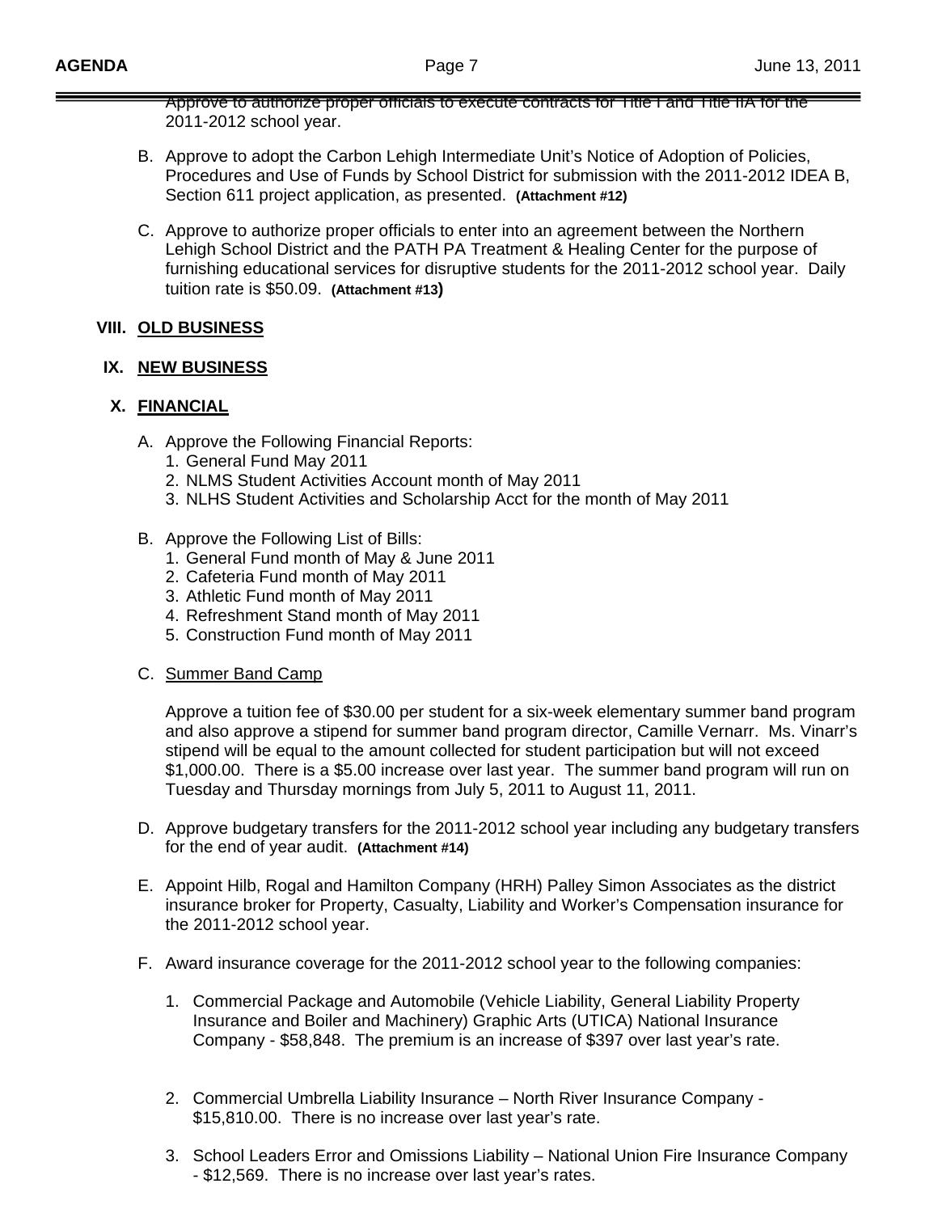Approve to authorize proper officials to execute contracts for Title I and Title IIA for the 2011-2012 school year.

B. Approve to adopt the Carbon Lehigh Intermediate Unit's Notice of Adoption of Policies, Procedures and Use of Funds by School District for submission with the 2011-2012 IDEA B, Section 611 project application, as presented. **(Attachment #12)**

C. Approve to authorize proper officials to enter into an agreement between the Northern Lehigh School District and the PATH PA Treatment & Healing Center for the purpose of furnishing educational services for disruptive students for the 2011-2012 school year. Daily tuition rate is $50.09. **(Attachment #13)**

## VIII. OLD BUSINESS

## IX. NEW BUSINESS

## X. FINANCIAL

A. Approve the Following Financial Reports:
   1. General Fund May 2011
   2. NLMS Student Activities Account month of May 2011
   3. NLHS Student Activities and Scholarship Acct for the month of May 2011

B. Approve the Following List of Bills:
   1. General Fund month of May & June 2011
   2. Cafeteria Fund month of May 2011
   3. Athletic Fund month of May 2011
   4. Refreshment Stand month of May 2011
   5. Construction Fund month of May 2011

C. Summer Band Camp

   Approve a tuition fee of $30.00 per student for a six-week elementary summer band program and also approve a stipend for summer band program director, Camille Vernarr. Ms. Vinarr's stipend will be equal to the amount collected for student participation but will not exceed $1,000.00. There is a $5.00 increase over last year. The summer band program will run on Tuesday and Thursday mornings from July 5, 2011 to August 11, 2011.

D. Approve budgetary transfers for the 2011-2012 school year including any budgetary transfers for the end of year audit. **(Attachment #14)**

E. Appoint Hilb, Rogal and Hamilton Company (HRH) Palley Simon Associates as the district insurance broker for Property, Casualty, Liability and Worker's Compensation insurance for the 2011-2012 school year.

F. Award insurance coverage for the 2011-2012 school year to the following companies:

   1. Commercial Package and Automobile (Vehicle Liability, General Liability Property Insurance and Boiler and Machinery) Graphic Arts (UTICA) National Insurance Company - $58,848. The premium is an increase of $397 over last year's rate.

   2. Commercial Umbrella Liability Insurance – North River Insurance Company - $15,810.00. There is no increase over last year's rate.

   3. School Leaders Error and Omissions Liability – National Union Fire Insurance Company - $12,569. There is no increase over last year's rates.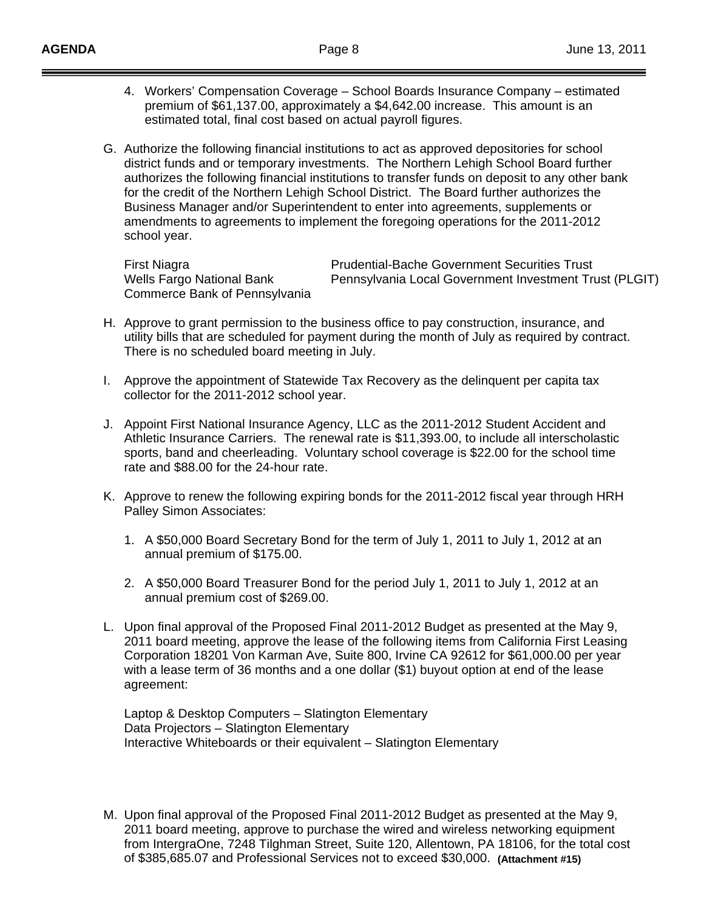4. Workers' Compensation Coverage – School Boards Insurance Company – estimated premium of $61,137.00, approximately a $4,642.00 increase. This amount is an estimated total, final cost based on actual payroll figures.

G. Authorize the following financial institutions to act as approved depositories for school district funds and or temporary investments. The Northern Lehigh School Board further authorizes the following financial institutions to transfer funds on deposit to any other bank for the credit of the Northern Lehigh School District. The Board further authorizes the Business Manager and/or Superintendent to enter into agreements, supplements or amendments to agreements to implement the foregoing operations for the 2011-2012 school year.

| | |
|---|---|
| First Niagra | Prudential-Bache Government Securities Trust |
| Wells Fargo National Bank | Pennsylvania Local Government Investment Trust (PLGIT) |
| Commerce Bank of Pennsylvania | |

H. Approve to grant permission to the business office to pay construction, insurance, and utility bills that are scheduled for payment during the month of July as required by contract. There is no scheduled board meeting in July.

I. Approve the appointment of Statewide Tax Recovery as the delinquent per capita tax collector for the 2011-2012 school year.

J. Appoint First National Insurance Agency, LLC as the 2011-2012 Student Accident and Athletic Insurance Carriers. The renewal rate is $11,393.00, to include all interscholastic sports, band and cheerleading. Voluntary school coverage is $22.00 for the school time rate and $88.00 for the 24-hour rate.

K. Approve to renew the following expiring bonds for the 2011-2012 fiscal year through HRH Palley Simon Associates:

1. A $50,000 Board Secretary Bond for the term of July 1, 2011 to July 1, 2012 at an annual premium of $175.00.

2. A $50,000 Board Treasurer Bond for the period July 1, 2011 to July 1, 2012 at an annual premium cost of $269.00.

L. Upon final approval of the Proposed Final 2011-2012 Budget as presented at the May 9, 2011 board meeting, approve the lease of the following items from California First Leasing Corporation 18201 Von Karman Ave, Suite 800, Irvine CA 92612 for $61,000.00 per year with a lease term of 36 months and a one dollar ($1) buyout option at end of the lease agreement:

Laptop & Desktop Computers – Slatington Elementary
Data Projectors – Slatington Elementary
Interactive Whiteboards or their equivalent – Slatington Elementary

M. Upon final approval of the Proposed Final 2011-2012 Budget as presented at the May 9, 2011 board meeting, approve to purchase the wired and wireless networking equipment from IntergraOne, 7248 Tilghman Street, Suite 120, Allentown, PA 18106, for the total cost of $385,685.07 and Professional Services not to exceed $30,000. **(Attachment #15)**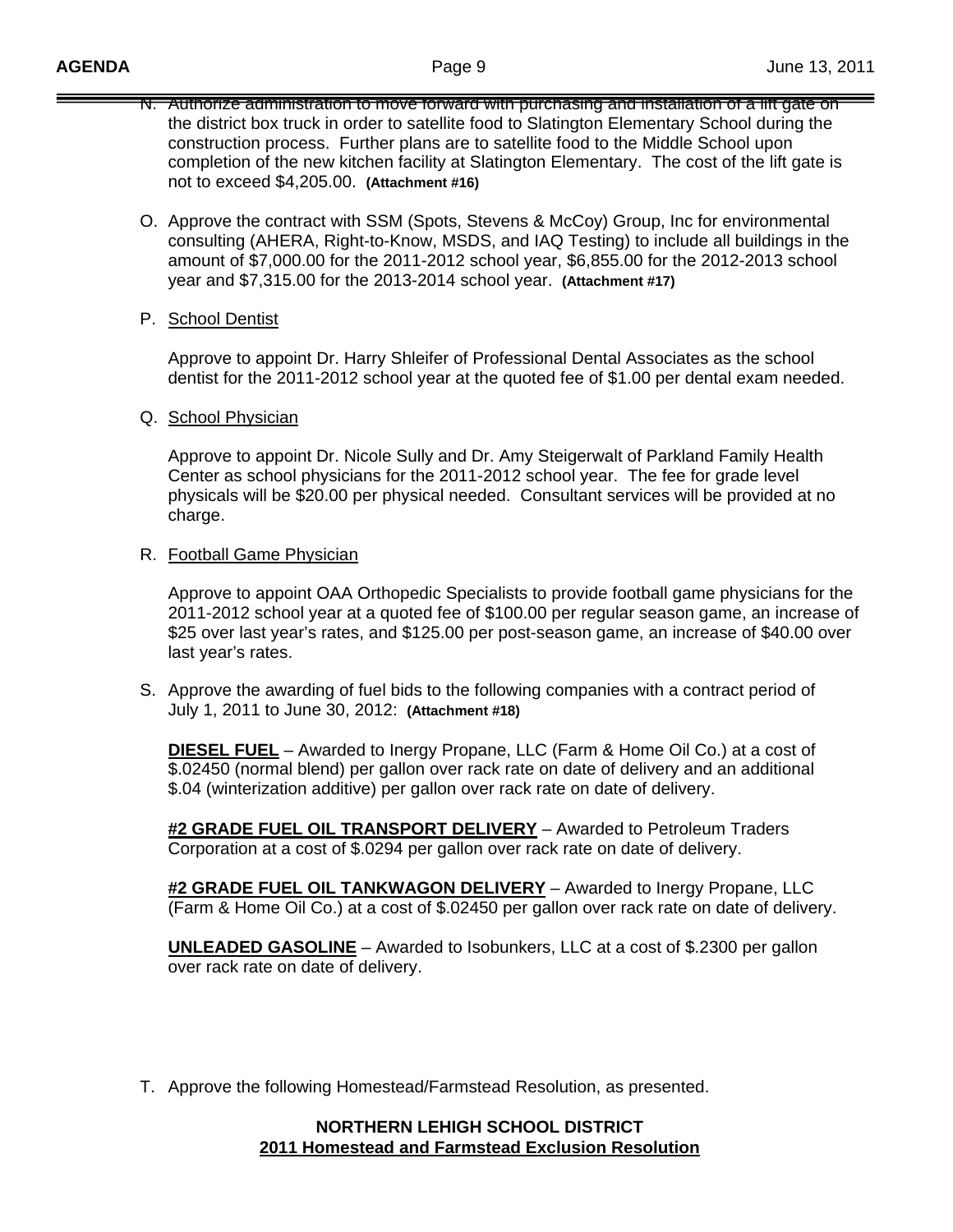N. Authorize administration to move forward with purchasing and installation of a lift gate on the district box truck in order to satellite food to Slatington Elementary School during the construction process. Further plans are to satellite food to the Middle School upon completion of the new kitchen facility at Slatington Elementary. The cost of the lift gate is not to exceed $4,205.00. **(Attachment #16)**

O. Approve the contract with SSM (Spots, Stevens & McCoy) Group, Inc for environmental consulting (AHERA, Right-to-Know, MSDS, and IAQ Testing) to include all buildings in the amount of $7,000.00 for the 2011-2012 school year, $6,855.00 for the 2012-2013 school year and $7,315.00 for the 2013-2014 school year. **(Attachment #17)**

P. School Dentist

Approve to appoint Dr. Harry Shleifer of Professional Dental Associates as the school dentist for the 2011-2012 school year at the quoted fee of $1.00 per dental exam needed.

Q. School Physician

Approve to appoint Dr. Nicole Sully and Dr. Amy Steigerwalt of Parkland Family Health Center as school physicians for the 2011-2012 school year. The fee for grade level physicals will be $20.00 per physical needed. Consultant services will be provided at no charge.

R. Football Game Physician

Approve to appoint OAA Orthopedic Specialists to provide football game physicians for the 2011-2012 school year at a quoted fee of $100.00 per regular season game, an increase of $25 over last year's rates, and $125.00 per post-season game, an increase of $40.00 over last year's rates.

S. Approve the awarding of fuel bids to the following companies with a contract period of July 1, 2011 to June 30, 2012: **(Attachment #18)**

**DIESEL FUEL** – Awarded to Inergy Propane, LLC (Farm & Home Oil Co.) at a cost of $.02450 (normal blend) per gallon over rack rate on date of delivery and an additional $.04 (winterization additive) per gallon over rack rate on date of delivery.

**#2 GRADE FUEL OIL TRANSPORT DELIVERY** – Awarded to Petroleum Traders Corporation at a cost of $.0294 per gallon over rack rate on date of delivery.

**#2 GRADE FUEL OIL TANKWAGON DELIVERY** – Awarded to Inergy Propane, LLC (Farm & Home Oil Co.) at a cost of $.02450 per gallon over rack rate on date of delivery.

**UNLEADED GASOLINE** – Awarded to Isobunkers, LLC at a cost of $.2300 per gallon over rack rate on date of delivery.

T. Approve the following Homestead/Farmstead Resolution, as presented.

**NORTHERN LEHIGH SCHOOL DISTRICT**
**2011 Homestead and Farmstead Exclusion Resolution**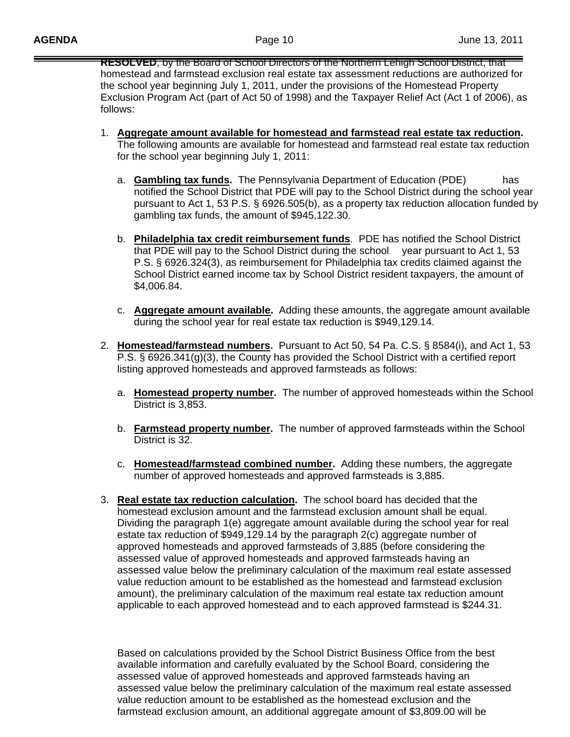**RESOLVED**, by the Board of School Directors of the Northern Lehigh School District, that homestead and farmstead exclusion real estate tax assessment reductions are authorized for the school year beginning July 1, 2011, under the provisions of the Homestead Property Exclusion Program Act (part of Act 50 of 1998) and the Taxpayer Relief Act (Act 1 of 2006), as follows:

1. **Aggregate amount available for homestead and farmstead real estate tax reduction.** The following amounts are available for homestead and farmstead real estate tax reduction for the school year beginning July 1, 2011:

   a. **Gambling tax funds.** The Pennsylvania Department of Education (PDE) has notified the School District that PDE will pay to the School District during the school year pursuant to Act 1, 53 P.S. § 6926.505(b), as a property tax reduction allocation funded by gambling tax funds, the amount of $945,122.30.

   b. **Philadelphia tax credit reimbursement funds**. PDE has notified the School District that PDE will pay to the School District during the school year pursuant to Act 1, 53 P.S. § 6926.324(3), as reimbursement for Philadelphia tax credits claimed against the School District earned income tax by School District resident taxpayers, the amount of $4,006.84.

   c. **Aggregate amount available.** Adding these amounts, the aggregate amount available during the school year for real estate tax reduction is $949,129.14.

2. **Homestead/farmstead numbers.** Pursuant to Act 50, 54 Pa. C.S. § 8584(i), and Act 1, 53 P.S. § 6926.341(g)(3), the County has provided the School District with a certified report listing approved homesteads and approved farmsteads as follows:

   a. **Homestead property number.** The number of approved homesteads within the School District is 3,853.

   b. **Farmstead property number.** The number of approved farmsteads within the School District is 32.

   c. **Homestead/farmstead combined number.** Adding these numbers, the aggregate number of approved homesteads and approved farmsteads is 3,885.

3. **Real estate tax reduction calculation.** The school board has decided that the homestead exclusion amount and the farmstead exclusion amount shall be equal. Dividing the paragraph 1(e) aggregate amount available during the school year for real estate tax reduction of $949,129.14 by the paragraph 2(c) aggregate number of approved homesteads and approved farmsteads of 3,885 (before considering the assessed value of approved homesteads and approved farmsteads having an assessed value below the preliminary calculation of the maximum real estate assessed value reduction amount to be established as the homestead and farmstead exclusion amount), the preliminary calculation of the maximum real estate tax reduction amount applicable to each approved homestead and to each approved farmstead is $244.31.

   Based on calculations provided by the School District Business Office from the best available information and carefully evaluated by the School Board, considering the assessed value of approved homesteads and approved farmsteads having an assessed value below the preliminary calculation of the maximum real estate assessed value reduction amount to be established as the homestead exclusion and the farmstead exclusion amount, an additional aggregate amount of $3,809.00 will be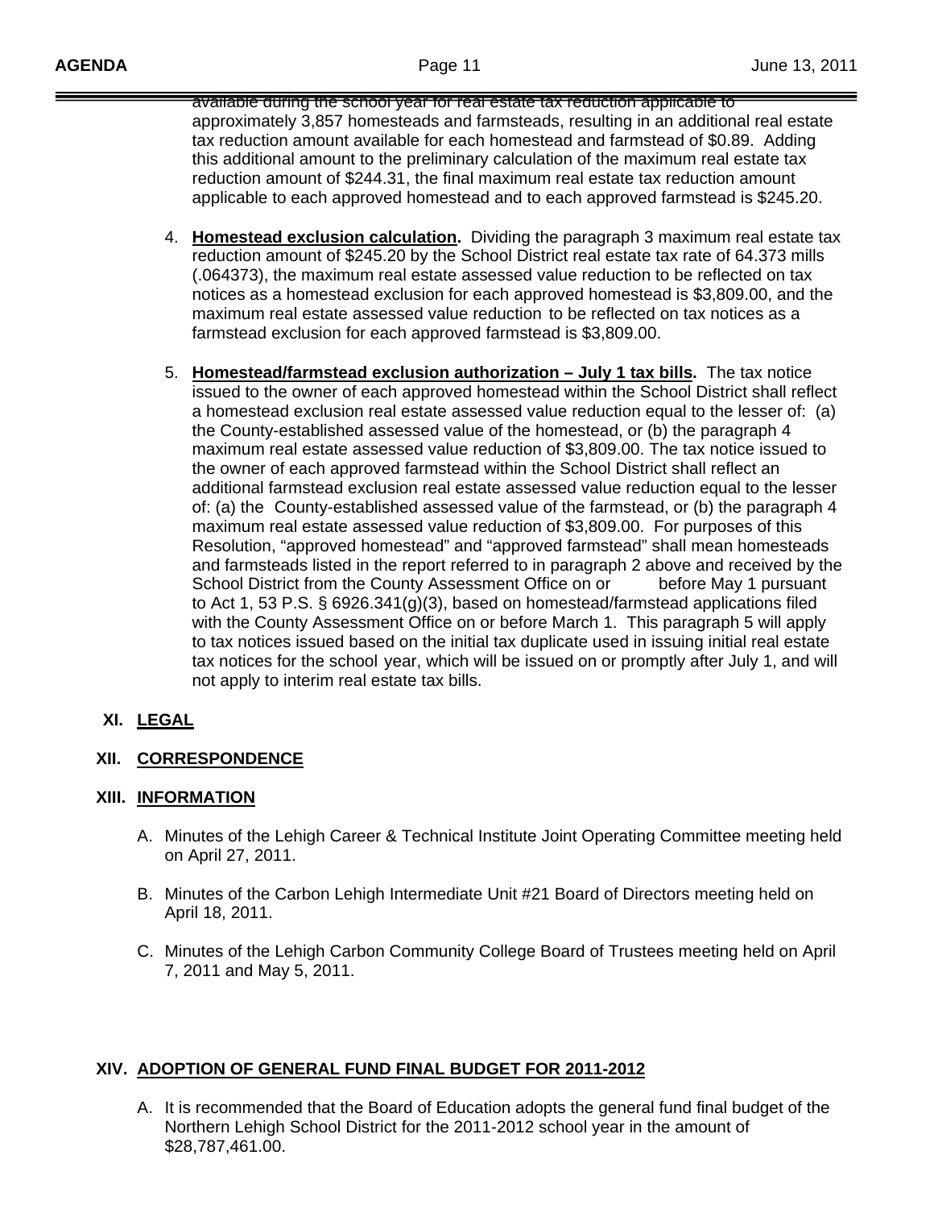available during the school year for real estate tax reduction applicable to approximately 3,857 homesteads and farmsteads, resulting in an additional real estate tax reduction amount available for each homestead and farmstead of $0.89. Adding this additional amount to the preliminary calculation of the maximum real estate tax reduction amount of $244.31, the final maximum real estate tax reduction amount applicable to each approved homestead and to each approved farmstead is $245.20.

4. **Homestead exclusion calculation.** Dividing the paragraph 3 maximum real estate tax reduction amount of $245.20 by the School District real estate tax rate of 64.373 mills (.064373), the maximum real estate assessed value reduction to be reflected on tax notices as a homestead exclusion for each approved homestead is $3,809.00, and the maximum real estate assessed value reduction to be reflected on tax notices as a farmstead exclusion for each approved farmstead is $3,809.00.

5. **Homestead/farmstead exclusion authorization – July 1 tax bills.** The tax notice issued to the owner of each approved homestead within the School District shall reflect a homestead exclusion real estate assessed value reduction equal to the lesser of: (a) the County-established assessed value of the homestead, or (b) the paragraph 4 maximum real estate assessed value reduction of $3,809.00. The tax notice issued to the owner of each approved farmstead within the School District shall reflect an additional farmstead exclusion real estate assessed value reduction equal to the lesser of: (a) the County-established assessed value of the farmstead, or (b) the paragraph 4 maximum real estate assessed value reduction of $3,809.00. For purposes of this Resolution, "approved homestead" and "approved farmstead" shall mean homesteads and farmsteads listed in the report referred to in paragraph 2 above and received by the School District from the County Assessment Office on or before May 1 pursuant to Act 1, 53 P.S. § 6926.341(g)(3), based on homestead/farmstead applications filed with the County Assessment Office on or before March 1. This paragraph 5 will apply to tax notices issued based on the initial tax duplicate used in issuing initial real estate tax notices for the school year, which will be issued on or promptly after July 1, and will not apply to interim real estate tax bills.

## XI. LEGAL

## XII. CORRESPONDENCE

## XIII. INFORMATION

A. Minutes of the Lehigh Career & Technical Institute Joint Operating Committee meeting held on April 27, 2011.

B. Minutes of the Carbon Lehigh Intermediate Unit #21 Board of Directors meeting held on April 18, 2011.

C. Minutes of the Lehigh Carbon Community College Board of Trustees meeting held on April 7, 2011 and May 5, 2011.

## XIV. ADOPTION OF GENERAL FUND FINAL BUDGET FOR 2011-2012

A. It is recommended that the Board of Education adopts the general fund final budget of the Northern Lehigh School District for the 2011-2012 school year in the amount of $28,787,461.00.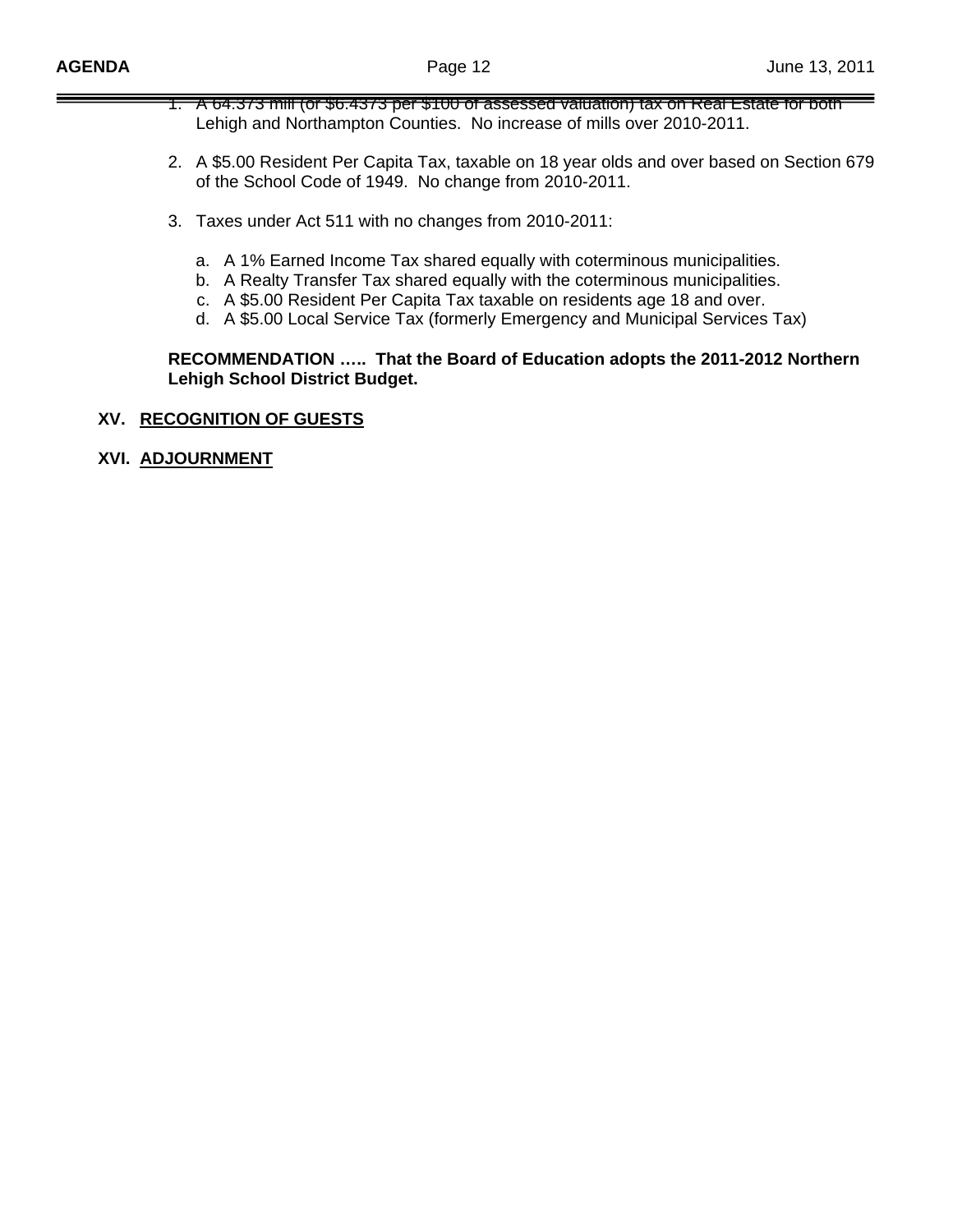1. A 64.373 mill (or $6.4373 per $100 of assessed valuation) tax on Real Estate for both Lehigh and Northampton Counties. No increase of mills over 2010-2011.

2. A $5.00 Resident Per Capita Tax, taxable on 18 year olds and over based on Section 679 of the School Code of 1949. No change from 2010-2011.

3. Taxes under Act 511 with no changes from 2010-2011:

   a. A 1% Earned Income Tax shared equally with coterminous municipalities.
   b. A Realty Transfer Tax shared equally with the coterminous municipalities.
   c. A $5.00 Resident Per Capita Tax taxable on residents age 18 and over.
   d. A $5.00 Local Service Tax (formerly Emergency and Municipal Services Tax)

**RECOMMENDATION ….. That the Board of Education adopts the 2011-2012 Northern Lehigh School District Budget.**

## XV. RECOGNITION OF GUESTS

## XVI. ADJOURNMENT